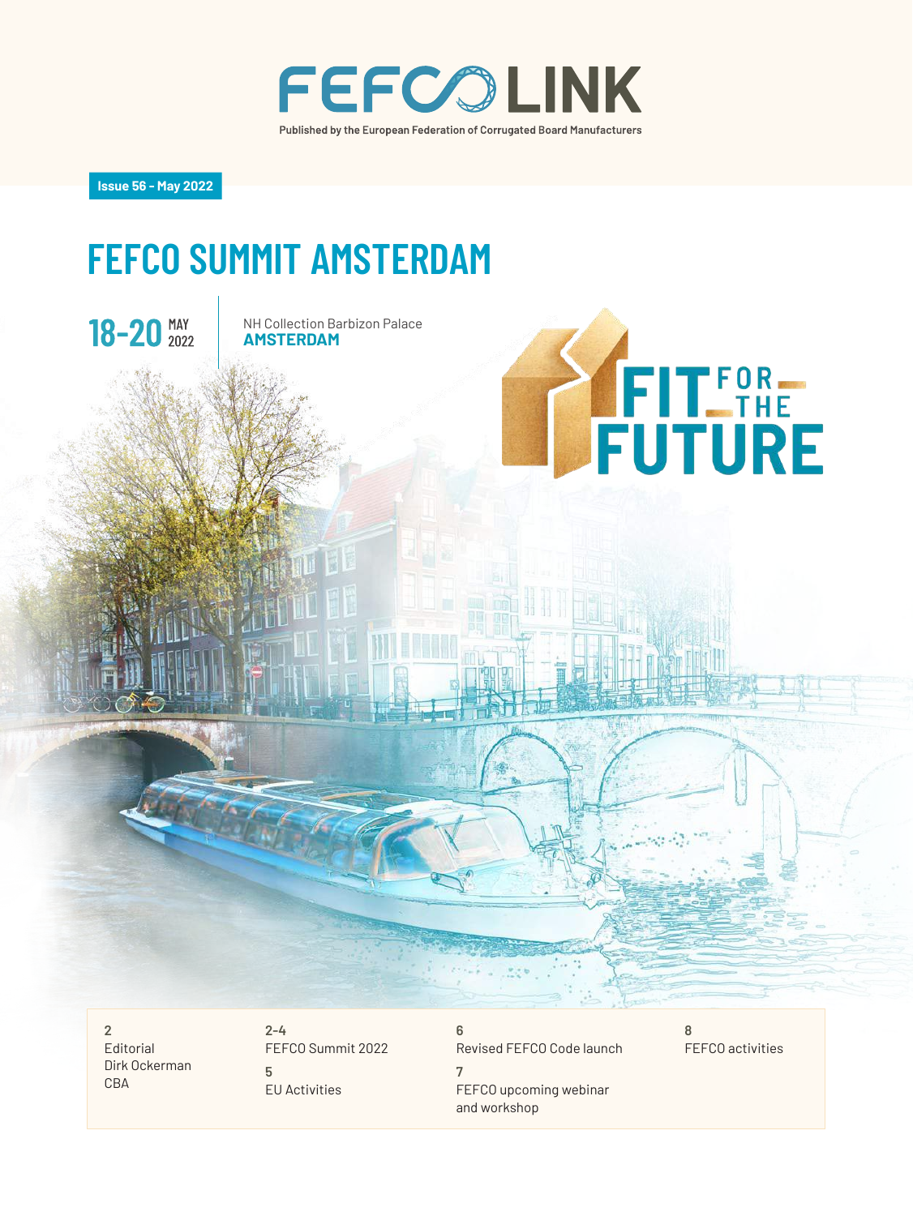# FEFCO LINK

Published by the European Federation of Corrugated Board Manufacturers

**Issue 56 - May 2022**

# FEFCO SUMMIT AMSTERDAM

**18-20** MAY 2022

NH Collection Barbizon Palace
**AMSTERDAM**

FIT FOR THE FUTURE

**2**
Editorial
Dirk Ockerman
CBA

**2-4**
FEFCO Summit 2022

**5**
EU Activities

**6**
Revised FEFCO Code launch

**7**
FEFCO upcoming webinar and workshop

**8**
FEFCO activities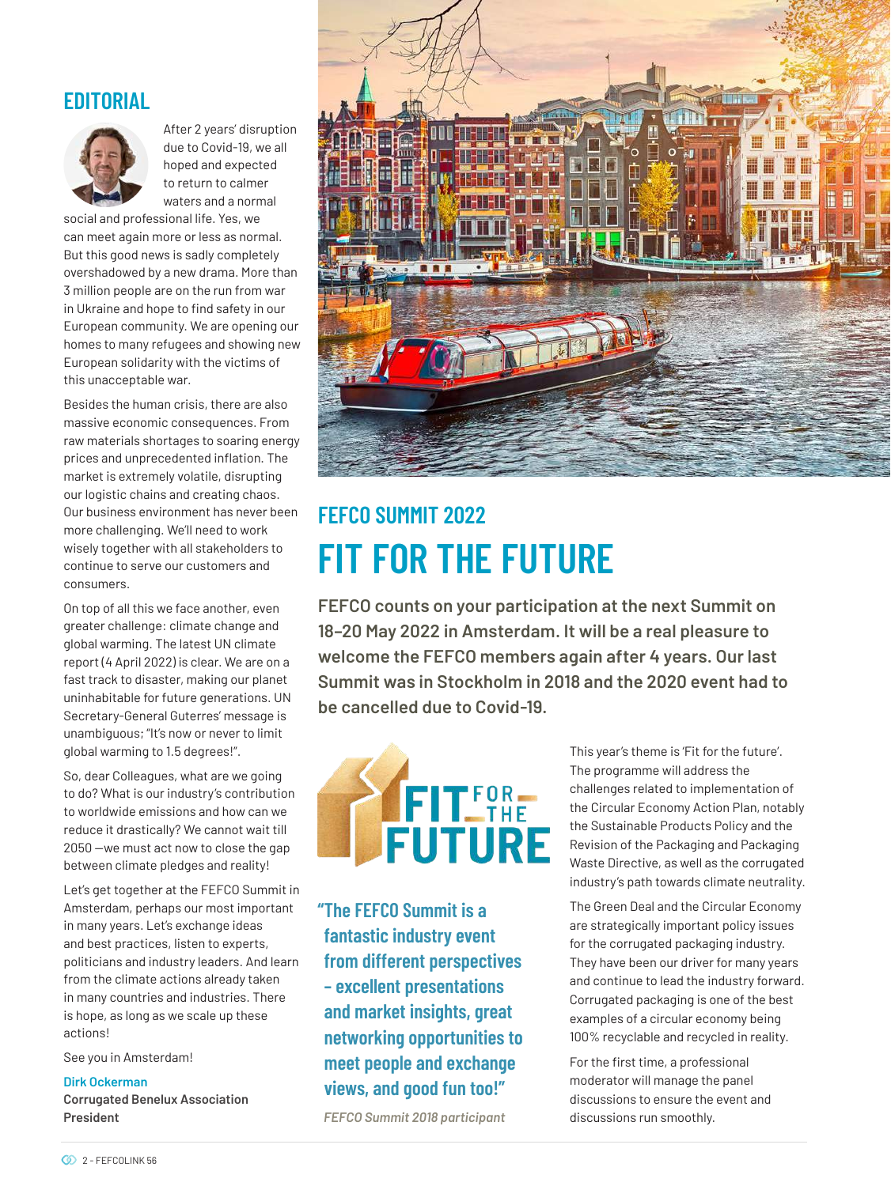## EDITORIAL

After 2 years' disruption due to Covid-19, we all hoped and expected to return to calmer waters and a normal social and professional life. Yes, we can meet again more or less as normal. But this good news is sadly completely overshadowed by a new drama. More than 3 million people are on the run from war in Ukraine and hope to find safety in our European community. We are opening our homes to many refugees and showing new European solidarity with the victims of this unacceptable war.

Besides the human crisis, there are also massive economic consequences. From raw materials shortages to soaring energy prices and unprecedented inflation. The market is extremely volatile, disrupting our logistic chains and creating chaos. Our business environment has never been more challenging. We'll need to work wisely together with all stakeholders to continue to serve our customers and consumers.

On top of all this we face another, even greater challenge: climate change and global warming. The latest UN climate report (4 April 2022) is clear. We are on a fast track to disaster, making our planet uninhabitable for future generations. UN Secretary-General Guterres' message is unambiguous; "It's now or never to limit global warming to 1.5 degrees!".

So, dear Colleagues, what are we going to do? What is our industry's contribution to worldwide emissions and how can we reduce it drastically? We cannot wait till 2050 —we must act now to close the gap between climate pledges and reality!

Let's get together at the FEFCO Summit in Amsterdam, perhaps our most important in many years. Let's exchange ideas and best practices, listen to experts, politicians and industry leaders. And learn from the climate actions already taken in many countries and industries. There is hope, as long as we scale up these actions!

See you in Amsterdam!

**Dirk Ockerman**
**Corrugated Benelux Association President**

## FEFCO SUMMIT 2022

# FIT FOR THE FUTURE

**FEFCO counts on your participation at the next Summit on 18–20 May 2022 in Amsterdam. It will be a real pleasure to welcome the FEFCO members again after 4 years. Our last Summit was in Stockholm in 2018 and the 2020 event had to be cancelled due to Covid-19.**

FIT FOR THE FUTURE

**"The FEFCO Summit is a fantastic industry event from different perspectives – excellent presentations and market insights, great networking opportunities to meet people and exchange views, and good fun too!"**

*FEFCO Summit 2018 participant*

This year's theme is 'Fit for the future'. The programme will address the challenges related to implementation of the Circular Economy Action Plan, notably the Sustainable Products Policy and the Revision of the Packaging and Packaging Waste Directive, as well as the corrugated industry's path towards climate neutrality.

The Green Deal and the Circular Economy are strategically important policy issues for the corrugated packaging industry. They have been our driver for many years and continue to lead the industry forward. Corrugated packaging is one of the best examples of a circular economy being 100% recyclable and recycled in reality.

For the first time, a professional moderator will manage the panel discussions to ensure the event and discussions run smoothly.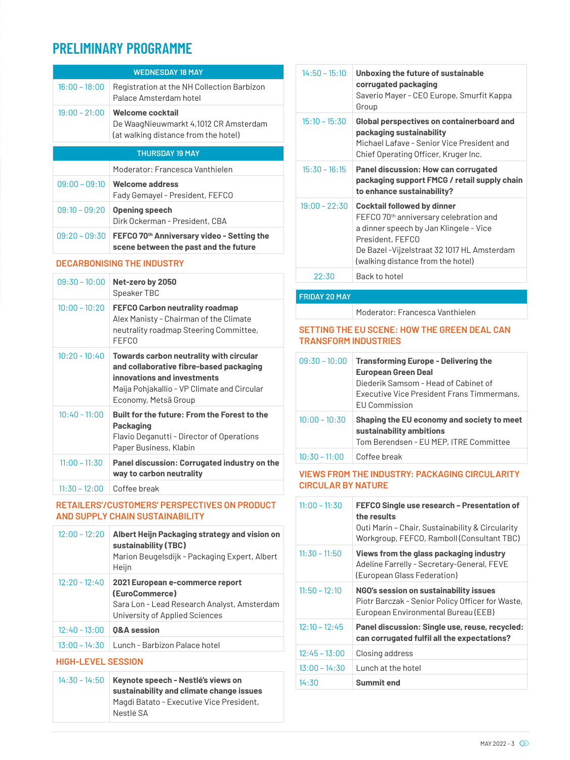# PRELIMINARY PROGRAMME

| WEDNESDAY 18 MAY | |
|---|---|
| 16:00 – 18:00 | Registration at the NH Collection Barbizon Palace Amsterdam hotel |
| 19:00 – 21:00 | **Welcome cocktail**<br>De WaagNieuwmarkt 4,1012 CR Amsterdam (at walking distance from the hotel) |

| THURSDAY 19 MAY | |
|---|---|
| | Moderator: Francesca Vanthielen |
| 09:00 – 09:10 | **Welcome address**<br>Fady Gemayel - President, FEFCO |
| 09:10 – 09:20 | **Opening speech**<br>Dirk Ockerman - President, CBA |
| 09:20 – 09:30 | **FEFCO 70th Anniversary video - Setting the scene between the past and the future** |

## DECARBONISING THE INDUSTRY

| | |
|---|---|
| 09:30 – 10:00 | **Net-zero by 2050**<br>Speaker TBC |
| 10:00 – 10:20 | **FEFCO Carbon neutrality roadmap**<br>Alex Manisty - Chairman of the Climate neutrality roadmap Steering Committee, FEFCO |
| 10:20 – 10:40 | **Towards carbon neutrality with circular and collaborative fibre-based packaging innovations and investments**<br>Maija Pohjakallio - VP Climate and Circular Economy, Metsä Group |
| 10:40 – 11:00 | **Built for the future: From the Forest to the Packaging**<br>Flavio Deganutti - Director of Operations Paper Business, Klabin |
| 11:00 – 11:30 | **Panel discussion: Corrugated industry on the way to carbon neutrality** |
| 11:30 – 12:00 | Coffee break |

## RETAILERS'/CUSTOMERS' PERSPECTIVES ON PRODUCT AND SUPPLY CHAIN SUSTAINABILITY

| | |
|---|---|
| 12:00 – 12:20 | **Albert Heijn Packaging strategy and vision on sustainability (TBC)**<br>Marion Beugelsdijk - Packaging Expert, Albert Heijn |
| 12:20 – 12:40 | **2021 European e-commerce report (EuroCommerce)**<br>Sara Lon - Lead Research Analyst, Amsterdam University of Applied Sciences |
| 12:40 – 13:00 | **Q&A session** |
| 13:00 – 14:30 | Lunch - Barbizon Palace hotel |

## HIGH-LEVEL SESSION

| | |
|---|---|
| 14:30 – 14:50 | **Keynote speech - Nestlé's views on sustainability and climate change issues**<br>Magdi Batato - Executive Vice President, Nestlé SA |
| 14:50 – 15:10 | **Unboxing the future of sustainable corrugated packaging**<br>Saverio Mayer - CEO Europe, Smurfit Kappa Group |
| 15:10 – 15:30 | **Global perspectives on containerboard and packaging sustainability**<br>Michael Lafave - Senior Vice President and Chief Operating Officer, Kruger Inc. |
| 15:30 – 16:15 | **Panel discussion: How can corrugated packaging support FMCG / retail supply chain to enhance sustainability?** |
| 19:00 – 22:30 | **Cocktail followed by dinner**<br>FEFCO 70th anniversary celebration and a dinner speech by Jan Klingele - Vice President, FEFCO<br>De Bazel -Vijzelstraat 32 1017 HL Amsterdam (walking distance from the hotel) |
| 22:30 | Back to hotel |

| FRIDAY 20 MAY | |
|---|---|
| | Moderator: Francesca Vanthielen |

## SETTING THE EU SCENE: HOW THE GREEN DEAL CAN TRANSFORM INDUSTRIES

| | |
|---|---|
| 09:30 – 10:00 | **Transforming Europe - Delivering the European Green Deal**<br>Diederik Samsom - Head of Cabinet of Executive Vice President Frans Timmermans, EU Commission |
| 10:00 – 10:30 | **Shaping the EU economy and society to meet sustainability ambitions**<br>Tom Berendsen - EU MEP, ITRE Committee |
| 10:30 – 11:00 | Coffee break |

## VIEWS FROM THE INDUSTRY: PACKAGING CIRCULARITY CIRCULAR BY NATURE

| | |
|---|---|
| 11:00 – 11:30 | **FEFCO Single use research – Presentation of the results**<br>Outi Marin – Chair, Sustainability & Circularity Workgroup, FEFCO, Ramboll (Consultant TBC) |
| 11:30 – 11:50 | **Views from the glass packaging industry**<br>Adeline Farrelly - Secretary-General, FEVE (European Glass Federation) |
| 11:50 – 12:10 | **NGO's session on sustainability issues**<br>Piotr Barczak - Senior Policy Officer for Waste, European Environmental Bureau (EEB) |
| 12:10 – 12:45 | **Panel discussion: Single use, reuse, recycled: can corrugated fulfil all the expectations?** |
| 12:45 – 13:00 | Closing address |
| 13:00 – 14:30 | Lunch at the hotel |
| 14:30 | **Summit end** |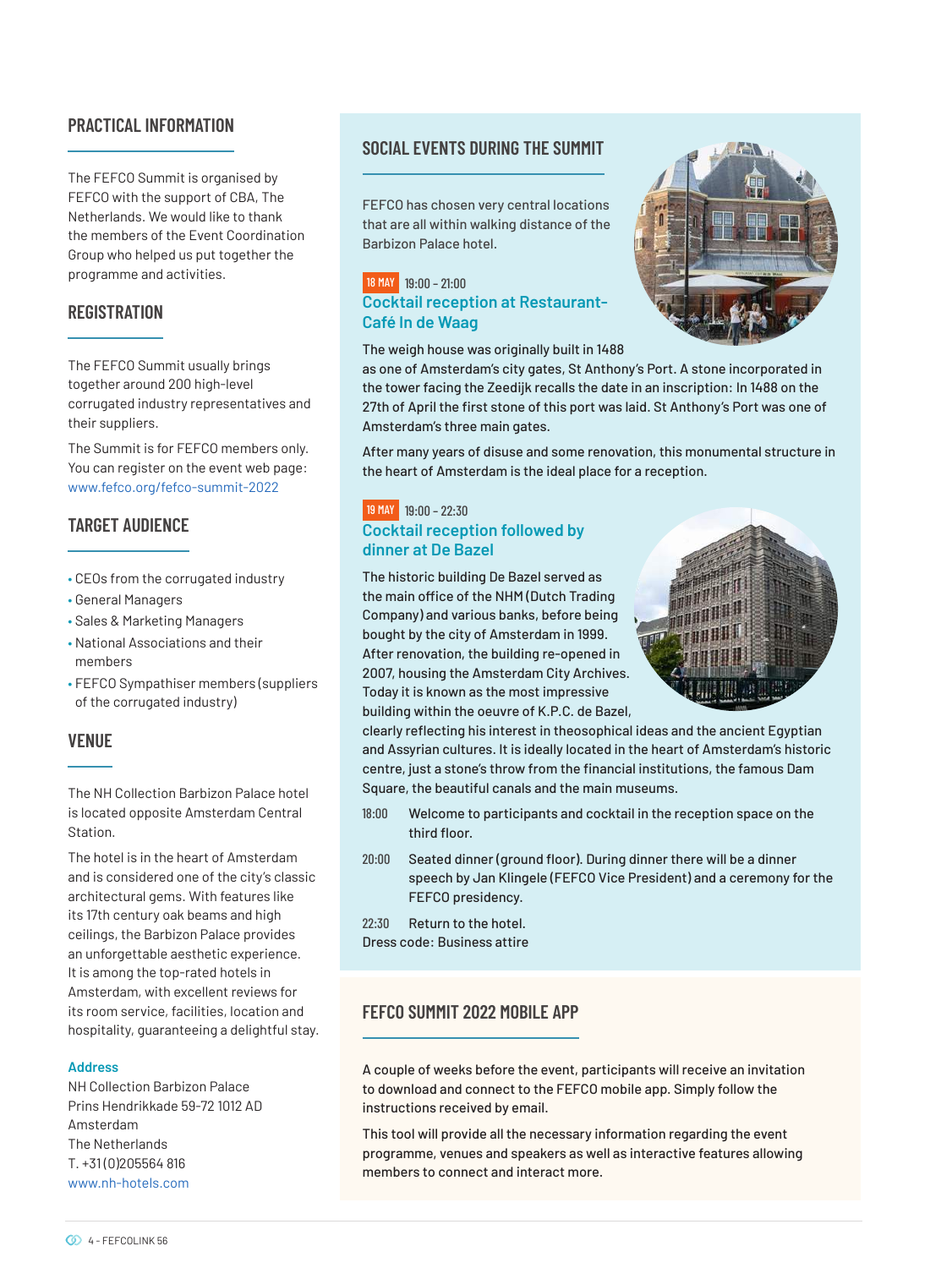## PRACTICAL INFORMATION

The FEFCO Summit is organised by FEFCO with the support of CBA, The Netherlands. We would like to thank the members of the Event Coordination Group who helped us put together the programme and activities.

## REGISTRATION

The FEFCO Summit usually brings together around 200 high-level corrugated industry representatives and their suppliers.

The Summit is for FEFCO members only. You can register on the event web page: www.fefco.org/fefco-summit-2022

## TARGET AUDIENCE

- CEOs from the corrugated industry
- General Managers
- Sales & Marketing Managers
- National Associations and their members
- FEFCO Sympathiser members (suppliers of the corrugated industry)

## VENUE

The NH Collection Barbizon Palace hotel is located opposite Amsterdam Central Station.

The hotel is in the heart of Amsterdam and is considered one of the city's classic architectural gems. With features like its 17th century oak beams and high ceilings, the Barbizon Palace provides an unforgettable aesthetic experience. It is among the top-rated hotels in Amsterdam, with excellent reviews for its room service, facilities, location and hospitality, guaranteeing a delightful stay.

**Address**

NH Collection Barbizon Palace
Prins Hendrikkade 59-72 1012 AD
Amsterdam
The Netherlands
T. +31 (0)205564 816
www.nh-hotels.com

## SOCIAL EVENTS DURING THE SUMMIT

FEFCO has chosen very central locations that are all within walking distance of the Barbizon Palace hotel.

**18 MAY** 19:00 - 21:00

### Cocktail reception at Restaurant-Café In de Waag

The weigh house was originally built in 1488 as one of Amsterdam's city gates, St Anthony's Port. A stone incorporated in the tower facing the Zeedijk recalls the date in an inscription: In 1488 on the 27th of April the first stone of this port was laid. St Anthony's Port was one of Amsterdam's three main gates.

After many years of disuse and some renovation, this monumental structure in the heart of Amsterdam is the ideal place for a reception.

**19 MAY** 19:00 - 22:30

### Cocktail reception followed by dinner at De Bazel

The historic building De Bazel served as the main office of the NHM (Dutch Trading Company) and various banks, before being bought by the city of Amsterdam in 1999. After renovation, the building re-opened in 2007, housing the Amsterdam City Archives. Today it is known as the most impressive building within the oeuvre of K.P.C. de Bazel, clearly reflecting his interest in theosophical ideas and the ancient Egyptian and Assyrian cultures. It is ideally located in the heart of Amsterdam's historic centre, just a stone's throw from the financial institutions, the famous Dam Square, the beautiful canals and the main museums.

18:00 Welcome to participants and cocktail in the reception space on the third floor.

20:00 Seated dinner (ground floor). During dinner there will be a dinner speech by Jan Klingele (FEFCO Vice President) and a ceremony for the FEFCO presidency.

22:30 Return to the hotel.

Dress code: Business attire

## FEFCO SUMMIT 2022 MOBILE APP

A couple of weeks before the event, participants will receive an invitation to download and connect to the FEFCO mobile app. Simply follow the instructions received by email.

This tool will provide all the necessary information regarding the event programme, venues and speakers as well as interactive features allowing members to connect and interact more.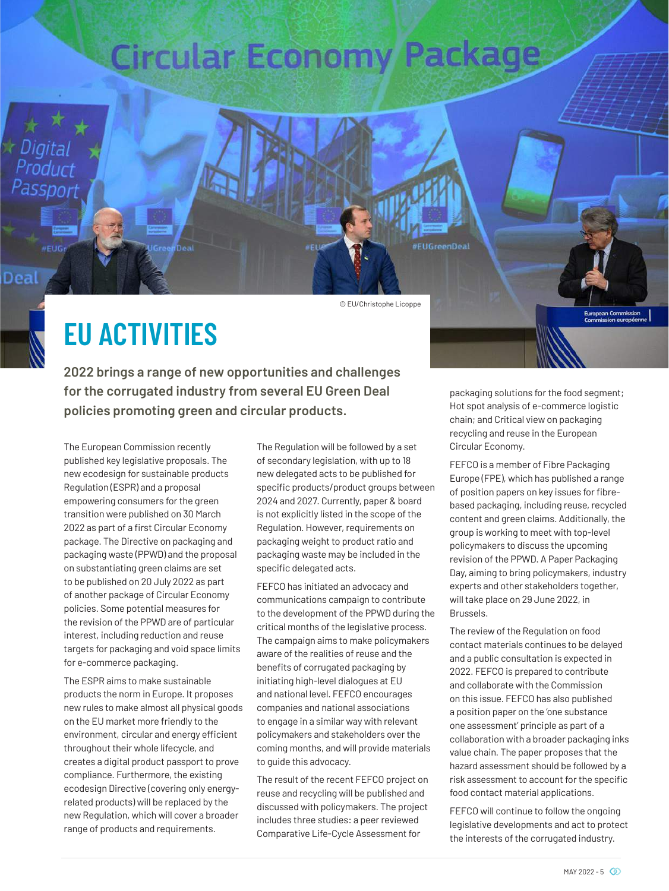© EU/Christophe Licoppe

# EU ACTIVITIES

**2022 brings a range of new opportunities and challenges for the corrugated industry from several EU Green Deal policies promoting green and circular products.**

The European Commission recently published key legislative proposals. The new ecodesign for sustainable products Regulation (ESPR) and a proposal empowering consumers for the green transition were published on 30 March 2022 as part of a first Circular Economy package. The Directive on packaging and packaging waste (PPWD) and the proposal on substantiating green claims are set to be published on 20 July 2022 as part of another package of Circular Economy policies. Some potential measures for the revision of the PPWD are of particular interest, including reduction and reuse targets for packaging and void space limits for e-commerce packaging.

The ESPR aims to make sustainable products the norm in Europe. It proposes new rules to make almost all physical goods on the EU market more friendly to the environment, circular and energy efficient throughout their whole lifecycle, and creates a digital product passport to prove compliance. Furthermore, the existing ecodesign Directive (covering only energy-related products) will be replaced by the new Regulation, which will cover a broader range of products and requirements.

The Regulation will be followed by a set of secondary legislation, with up to 18 new delegated acts to be published for specific products/product groups between 2024 and 2027. Currently, paper & board is not explicitly listed in the scope of the Regulation. However, requirements on packaging weight to product ratio and packaging waste may be included in the specific delegated acts.

FEFCO has initiated an advocacy and communications campaign to contribute to the development of the PPWD during the critical months of the legislative process. The campaign aims to make policymakers aware of the realities of reuse and the benefits of corrugated packaging by initiating high-level dialogues at EU and national level. FEFCO encourages companies and national associations to engage in a similar way with relevant policymakers and stakeholders over the coming months, and will provide materials to guide this advocacy.

The result of the recent FEFCO project on reuse and recycling will be published and discussed with policymakers. The project includes three studies: a peer reviewed Comparative Life-Cycle Assessment for packaging solutions for the food segment; Hot spot analysis of e-commerce logistic chain; and Critical view on packaging recycling and reuse in the European Circular Economy.

FEFCO is a member of Fibre Packaging Europe (FPE), which has published a range of position papers on key issues for fibre-based packaging, including reuse, recycled content and green claims. Additionally, the group is working to meet with top-level policymakers to discuss the upcoming revision of the PPWD. A Paper Packaging Day, aiming to bring policymakers, industry experts and other stakeholders together, will take place on 29 June 2022, in Brussels.

The review of the Regulation on food contact materials continues to be delayed and a public consultation is expected in 2022. FEFCO is prepared to contribute and collaborate with the Commission on this issue. FEFCO has also published a position paper on the 'one substance one assessment' principle as part of a collaboration with a broader packaging inks value chain. The paper proposes that the hazard assessment should be followed by a risk assessment to account for the specific food contact material applications.

FEFCO will continue to follow the ongoing legislative developments and act to protect the interests of the corrugated industry.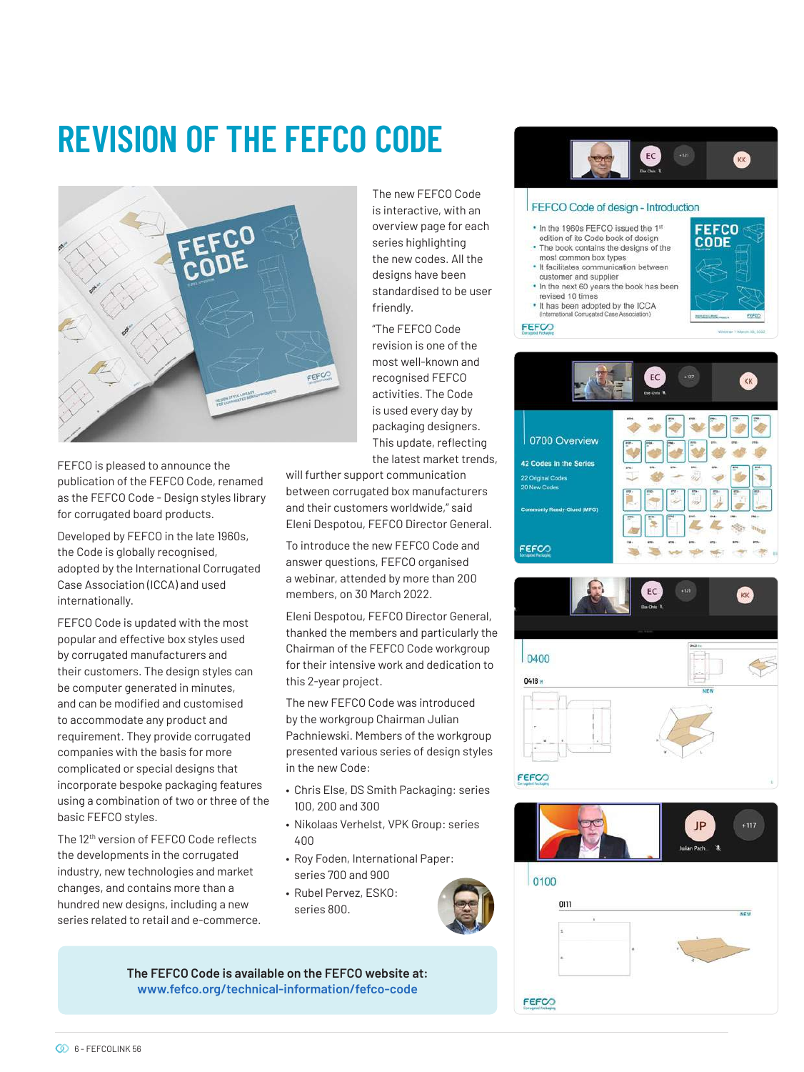# REVISION OF THE FEFCO CODE

FEFCO is pleased to announce the publication of the FEFCO Code, renamed as the FEFCO Code - Design styles library for corrugated board products.

Developed by FEFCO in the late 1960s, the Code is globally recognised, adopted by the International Corrugated Case Association (ICCA) and used internationally.

FEFCO Code is updated with the most popular and effective box styles used by corrugated manufacturers and their customers. The design styles can be computer generated in minutes, and can be modified and customised to accommodate any product and requirement. They provide corrugated companies with the basis for more complicated or special designs that incorporate bespoke packaging features using a combination of two or three of the basic FEFCO styles.

The 12th version of FEFCO Code reflects the developments in the corrugated industry, new technologies and market changes, and contains more than a hundred new designs, including a new series related to retail and e-commerce.

The new FEFCO Code is interactive, with an overview page for each series highlighting the new codes. All the designs have been standardised to be user friendly.

"The FEFCO Code revision is one of the most well-known and recognised FEFCO activities. The Code is used every day by packaging designers. This update, reflecting the latest market trends, will further support communication between corrugated box manufacturers and their customers worldwide," said Eleni Despotou, FEFCO Director General.

To introduce the new FEFCO Code and answer questions, FEFCO organised a webinar, attended by more than 200 members, on 30 March 2022.

Eleni Despotou, FEFCO Director General, thanked the members and particularly the Chairman of the FEFCO Code workgroup for their intensive work and dedication to this 2-year project.

The new FEFCO Code was introduced by the workgroup Chairman Julian Pachniewski. Members of the workgroup presented various series of design styles in the new Code:

- Chris Else, DS Smith Packaging: series 100, 200 and 300
- Nikolaas Verhelst, VPK Group: series 400
- Roy Foden, International Paper: series 700 and 900
- Rubel Pervez, ESKO: series 800.

**The FEFCO Code is available on the FEFCO website at:**
**www.fefco.org/technical-information/fefco-code**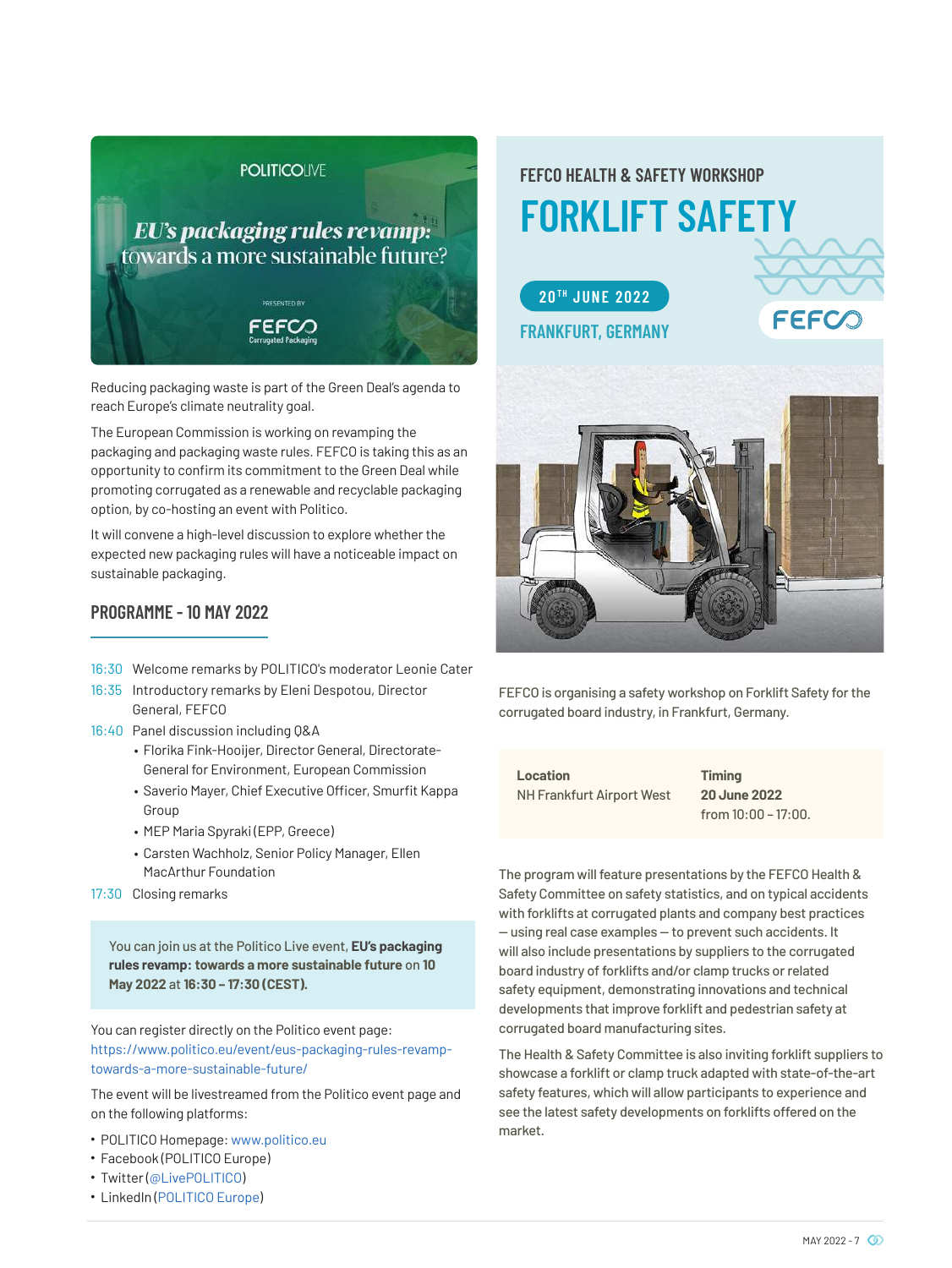POLITICOLIVE

*EU's packaging rules revamp: towards a more sustainable future?*

PRESENTED BY FEFCO Corrugated Packaging

Reducing packaging waste is part of the Green Deal's agenda to reach Europe's climate neutrality goal.

The European Commission is working on revamping the packaging and packaging waste rules. FEFCO is taking this as an opportunity to confirm its commitment to the Green Deal while promoting corrugated as a renewable and recyclable packaging option, by co-hosting an event with Politico.

It will convene a high-level discussion to explore whether the expected new packaging rules will have a noticeable impact on sustainable packaging.

## PROGRAMME - 10 MAY 2022

16:30 Welcome remarks by POLITICO's moderator Leonie Cater

16:35 Introductory remarks by Eleni Despotou, Director General, FEFCO

16:40 Panel discussion including Q&A

- Florika Fink-Hooijer, Director General, Directorate-General for Environment, European Commission
- Saverio Mayer, Chief Executive Officer, Smurfit Kappa Group
- MEP Maria Spyraki (EPP, Greece)
- Carsten Wachholz, Senior Policy Manager, Ellen MacArthur Foundation

17:30 Closing remarks

You can join us at the Politico Live event, **EU's packaging rules revamp: towards a more sustainable future** on **10 May 2022** at **16:30 – 17:30 (CEST).**

You can register directly on the Politico event page: https://www.politico.eu/event/eus-packaging-rules-revamp-towards-a-more-sustainable-future/

The event will be livestreamed from the Politico event page and on the following platforms:

- POLITICO Homepage: www.politico.eu
- Facebook (POLITICO Europe)
- Twitter (@LivePOLITICO)
- LinkedIn (POLITICO Europe)

### FEFCO HEALTH & SAFETY WORKSHOP

# FORKLIFT SAFETY

20TH JUNE 2022

FRANKFURT, GERMANY

FEFCO is organising a safety workshop on Forklift Safety for the corrugated board industry, in Frankfurt, Germany.

| Location | Timing |
|---|---|
| NH Frankfurt Airport West | **20 June 2022** from 10:00 – 17:00. |

The program will feature presentations by the FEFCO Health & Safety Committee on safety statistics, and on typical accidents with forklifts at corrugated plants and company best practices — using real case examples — to prevent such accidents. It will also include presentations by suppliers to the corrugated board industry of forklifts and/or clamp trucks or related safety equipment, demonstrating innovations and technical developments that improve forklift and pedestrian safety at corrugated board manufacturing sites.

The Health & Safety Committee is also inviting forklift suppliers to showcase a forklift or clamp truck adapted with state-of-the-art safety features, which will allow participants to experience and see the latest safety developments on forklifts offered on the market.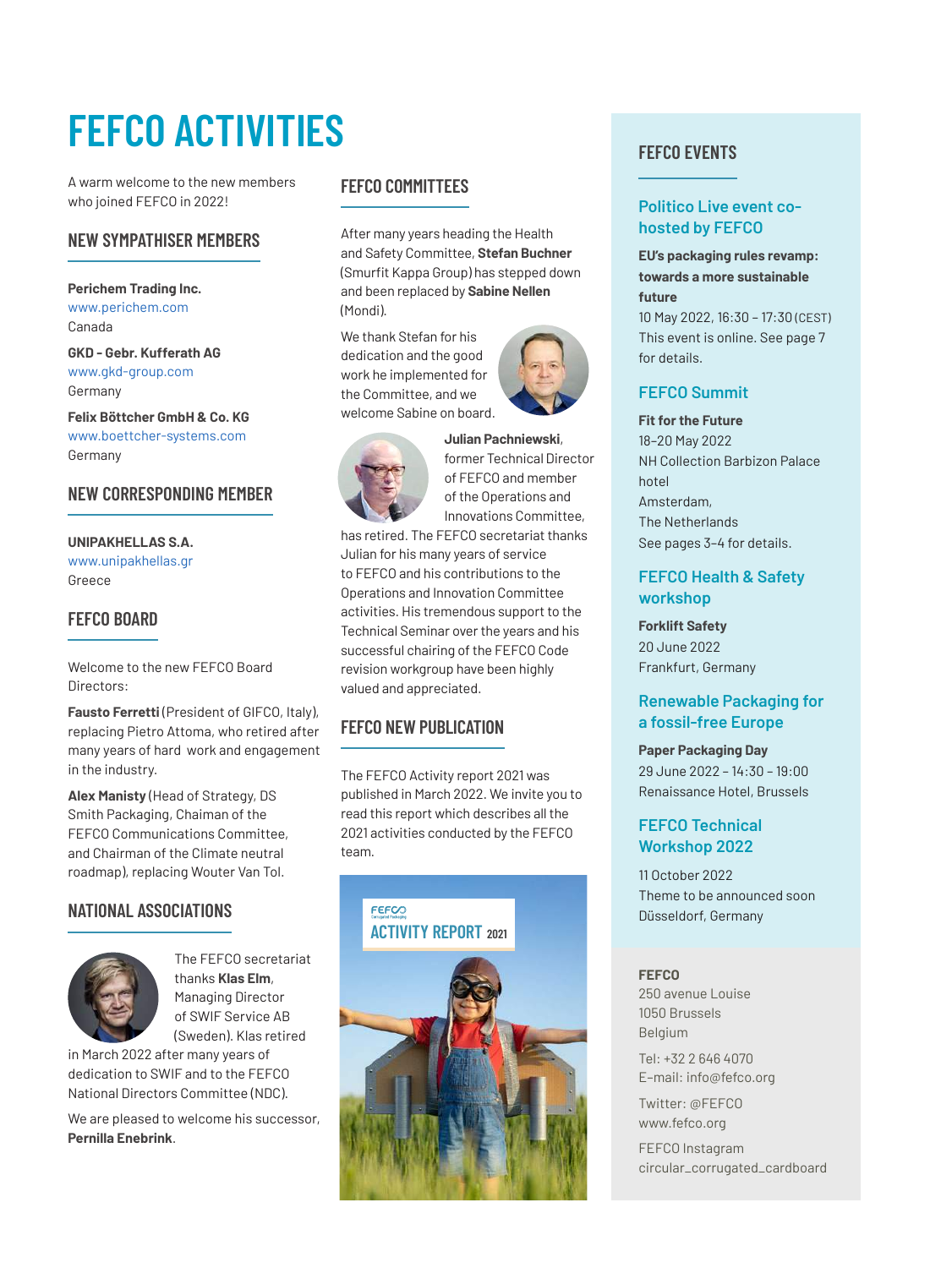# FEFCO ACTIVITIES

A warm welcome to the new members who joined FEFCO in 2022!

## NEW SYMPATHISER MEMBERS

**Perichem Trading Inc.**
www.perichem.com
Canada

**GKD - Gebr. Kufferath AG**
www.gkd-group.com
Germany

**Felix Böttcher GmbH & Co. KG**
www.boettcher-systems.com
Germany

## NEW CORRESPONDING MEMBER

**UNIPAKHELLAS S.A.**
www.unipakhellas.gr
Greece

## FEFCO BOARD

Welcome to the new FEFCO Board Directors:

**Fausto Ferretti** (President of GIFCO, Italy), replacing Pietro Attoma, who retired after many years of hard work and engagement in the industry.

**Alex Manisty** (Head of Strategy, DS Smith Packaging, Chaiman of the FEFCO Communications Committee, and Chairman of the Climate neutral roadmap), replacing Wouter Van Tol.

## NATIONAL ASSOCIATIONS

The FEFCO secretariat thanks **Klas Elm**, Managing Director of SWIF Service AB (Sweden). Klas retired in March 2022 after many years of dedication to SWIF and to the FEFCO National Directors Committee (NDC).

We are pleased to welcome his successor, **Pernilla Enebrink**.

## FEFCO COMMITTEES

After many years heading the Health and Safety Committee, **Stefan Buchner** (Smurfit Kappa Group) has stepped down and been replaced by **Sabine Nellen** (Mondi).

We thank Stefan for his dedication and the good work he implemented for the Committee, and we welcome Sabine on board.

**Julian Pachniewski**, former Technical Director of FEFCO and member of the Operations and Innovations Committee, has retired. The FEFCO secretariat thanks Julian for his many years of service to FEFCO and his contributions to the Operations and Innovation Committee activities. His tremendous support to the Technical Seminar over the years and his successful chairing of the FEFCO Code revision workgroup have been highly valued and appreciated.

## FEFCO NEW PUBLICATION

The FEFCO Activity report 2021 was published in March 2022. We invite you to read this report which describes all the 2021 activities conducted by the FEFCO team.

FEFCO
ACTIVITY REPORT 2021

## FEFCO EVENTS

### Politico Live event co-hosted by FEFCO

**EU's packaging rules revamp: towards a more sustainable future**
10 May 2022, 16:30 – 17:30 (CEST)
This event is online. See page 7 for details.

### FEFCO Summit

**Fit for the Future**
18–20 May 2022
NH Collection Barbizon Palace hotel
Amsterdam,
The Netherlands
See pages 3–4 for details.

### FEFCO Health & Safety workshop

**Forklift Safety**
20 June 2022
Frankfurt, Germany

### Renewable Packaging for a fossil-free Europe

**Paper Packaging Day**
29 June 2022 – 14:30 – 19:00
Renaissance Hotel, Brussels

### FEFCO Technical Workshop 2022

11 October 2022
Theme to be announced soon
Düsseldorf, Germany

**FEFCO**
250 avenue Louise
1050 Brussels
Belgium

Tel: +32 2 646 4070
E-mail: info@fefco.org

Twitter: @FEFCO
www.fefco.org

FEFCO Instagram
circular_corrugated_cardboard